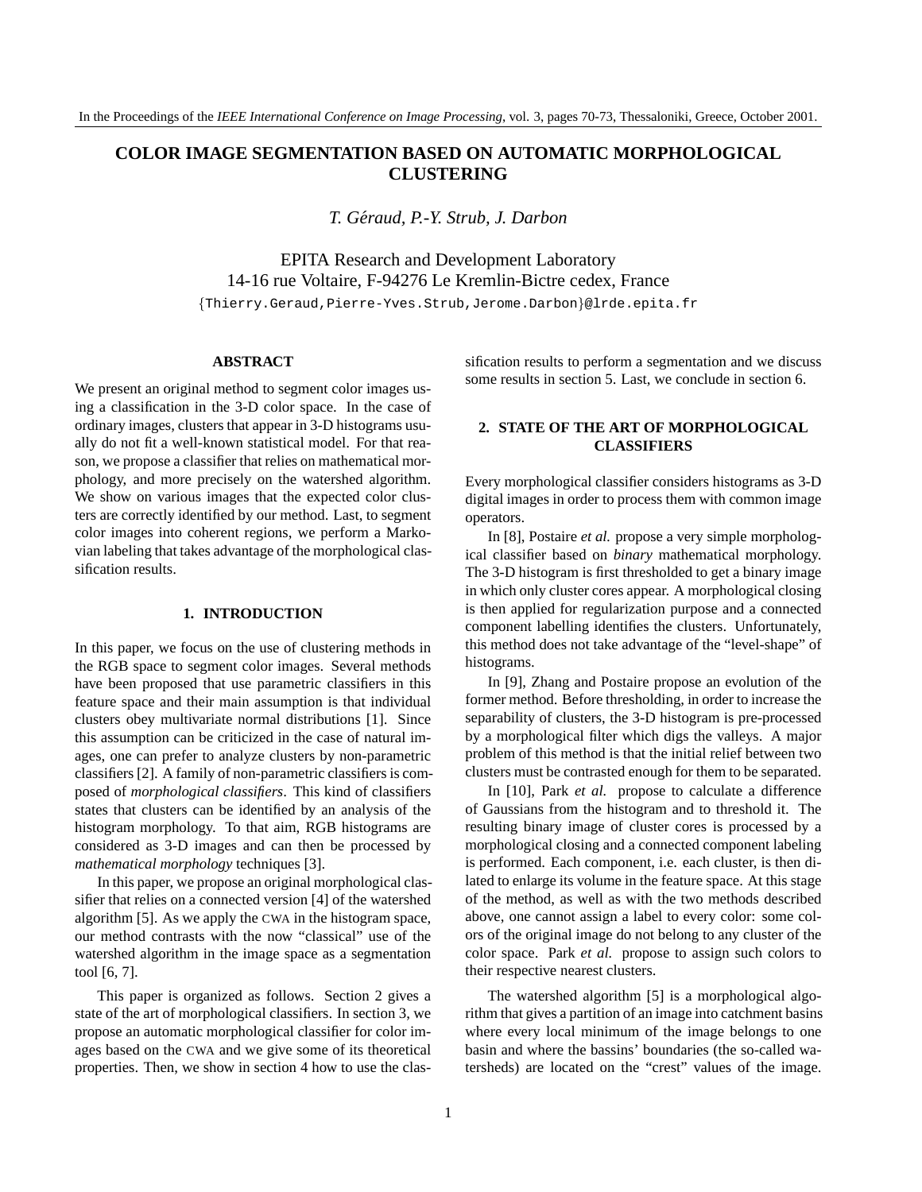# COLOR IMAGE SEGMENTATION BASED ON AUTOMATIC MORPHOLOGICAL CLUSTERING

*T. Géraud, P.-Y. Strub, J. Darbon*

EPITA Research and Development Laboratory
14-16 rue Voltaire, F-94276 Le Kremlin-Bictre cedex, France
{Thierry.Geraud,Pierre-Yves.Strub,Jerome.Darbon}@lrde.epita.fr

## ABSTRACT

We present an original method to segment color images using a classification in the 3-D color space. In the case of ordinary images, clusters that appear in 3-D histograms usually do not fit a well-known statistical model. For that reason, we propose a classifier that relies on mathematical morphology, and more precisely on the watershed algorithm. We show on various images that the expected color clusters are correctly identified by our method. Last, to segment color images into coherent regions, we perform a Markovian labeling that takes advantage of the morphological classification results.

## 1. INTRODUCTION

In this paper, we focus on the use of clustering methods in the RGB space to segment color images. Several methods have been proposed that use parametric classifiers in this feature space and their main assumption is that individual clusters obey multivariate normal distributions [1]. Since this assumption can be criticized in the case of natural images, one can prefer to analyze clusters by non-parametric classifiers [2]. A family of non-parametric classifiers is composed of *morphological classifiers*. This kind of classifiers states that clusters can be identified by an analysis of the histogram morphology. To that aim, RGB histograms are considered as 3-D images and can then be processed by *mathematical morphology* techniques [3].

In this paper, we propose an original morphological classifier that relies on a connected version [4] of the watershed algorithm [5]. As we apply the CWA in the histogram space, our method contrasts with the now "classical" use of the watershed algorithm in the image space as a segmentation tool [6, 7].

This paper is organized as follows. Section 2 gives a state of the art of morphological classifiers. In section 3, we propose an automatic morphological classifier for color images based on the CWA and we give some of its theoretical properties. Then, we show in section 4 how to use the classification results to perform a segmentation and we discuss some results in section 5. Last, we conclude in section 6.

## 2. STATE OF THE ART OF MORPHOLOGICAL CLASSIFIERS

Every morphological classifier considers histograms as 3-D digital images in order to process them with common image operators.

In [8], Postaire *et al.* propose a very simple morphological classifier based on *binary* mathematical morphology. The 3-D histogram is first thresholded to get a binary image in which only cluster cores appear. A morphological closing is then applied for regularization purpose and a connected component labelling identifies the clusters. Unfortunately, this method does not take advantage of the "level-shape" of histograms.

In [9], Zhang and Postaire propose an evolution of the former method. Before thresholding, in order to increase the separability of clusters, the 3-D histogram is pre-processed by a morphological filter which digs the valleys. A major problem of this method is that the initial relief between two clusters must be contrasted enough for them to be separated.

In [10], Park *et al.* propose to calculate a difference of Gaussians from the histogram and to threshold it. The resulting binary image of cluster cores is processed by a morphological closing and a connected component labeling is performed. Each component, i.e. each cluster, is then dilated to enlarge its volume in the feature space. At this stage of the method, as well as with the two methods described above, one cannot assign a label to every color: some colors of the original image do not belong to any cluster of the color space. Park *et al.* propose to assign such colors to their respective nearest clusters.

The watershed algorithm [5] is a morphological algorithm that gives a partition of an image into catchment basins where every local minimum of the image belongs to one basin and where the bassins' boundaries (the so-called watersheds) are located on the "crest" values of the image.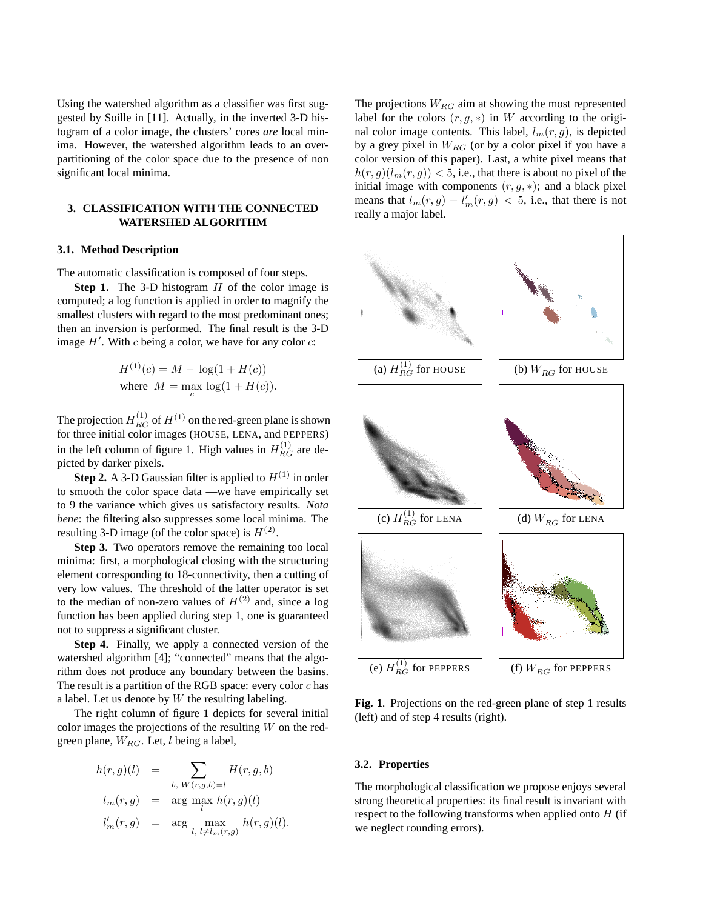Using the watershed algorithm as a classifier was first suggested by Soille in [11]. Actually, in the inverted 3-D histogram of a color image, the clusters' cores *are* local minima. However, the watershed algorithm leads to an over-partitioning of the color space due to the presence of non significant local minima.

## 3. CLASSIFICATION WITH THE CONNECTED WATERSHED ALGORITHM

### 3.1. Method Description

The automatic classification is composed of four steps.

**Step 1.** The 3-D histogram $H$ of the color image is computed; a log function is applied in order to magnify the smallest clusters with regard to the most predominant ones; then an inversion is performed. The final result is the 3-D image $H'$. With $c$ being a color, we have for any color $c$:

$$H^{(1)}(c) = M - \log(1 + H(c))$$
$$\text{where } M = \max_c \log(1 + H(c)).$$

The projection $H^{(1)}_{RG}$ of $H^{(1)}$ on the red-green plane is shown for three initial color images (HOUSE, LENA, and PEPPERS) in the left column of figure 1. High values in $H^{(1)}_{RG}$ are depicted by darker pixels.

**Step 2.** A 3-D Gaussian filter is applied to $H^{(1)}$ in order to smooth the color space data —we have empirically set to 9 the variance which gives us satisfactory results. *Nota bene*: the filtering also suppresses some local minima. The resulting 3-D image (of the color space) is $H^{(2)}$.

**Step 3.** Two operators remove the remaining too local minima: first, a morphological closing with the structuring element corresponding to 18-connectivity, then a cutting of very low values. The threshold of the latter operator is set to the median of non-zero values of $H^{(2)}$ and, since a log function has been applied during step 1, one is guaranteed not to suppress a significant cluster.

**Step 4.** Finally, we apply a connected version of the watershed algorithm [4]; "connected" means that the algorithm does not produce any boundary between the basins. The result is a partition of the RGB space: every color $c$ has a label. Let us denote by $W$ the resulting labeling.

The right column of figure 1 depicts for several initial color images the projections of the resulting $W$ on the red-green plane, $W_{RG}$. Let, $l$ being a label,

$$h(r,g)(l) = \sum_{b,\ W(r,g,b)=l} H(r,g,b)$$
$$l_m(r,g) = \arg\max_l h(r,g)(l)$$
$$l'_m(r,g) = \arg \max_{l,\ l \neq l_m(r,g)} h(r,g)(l).$$

The projections $W_{RG}$ aim at showing the most represented label for the colors $(r,g,*)$ in $W$ according to the original color image contents. This label, $l_m(r,g)$, is depicted by a grey pixel in $W_{RG}$ (or by a color pixel if you have a color version of this paper). Last, a white pixel means that $h(r,g)(l_m(r,g)) < 5$, i.e., that there is about no pixel of the initial image with components $(r,g,*)$; and a black pixel means that $l_m(r,g) - l'_m(r,g) < 5$, i.e., that there is not really a major label.

(a) $H^{(1)}_{RG}$ for HOUSE (b) $W_{RG}$ for HOUSE

(c) $H^{(1)}_{RG}$ for LENA (d) $W_{RG}$ for LENA

(e) $H^{(1)}_{RG}$ for PEPPERS (f) $W_{RG}$ for PEPPERS

**Fig. 1**. Projections on the red-green plane of step 1 results (left) and of step 4 results (right).

### 3.2. Properties

The morphological classification we propose enjoys several strong theoretical properties: its final result is invariant with respect to the following transforms when applied onto $H$ (if we neglect rounding errors).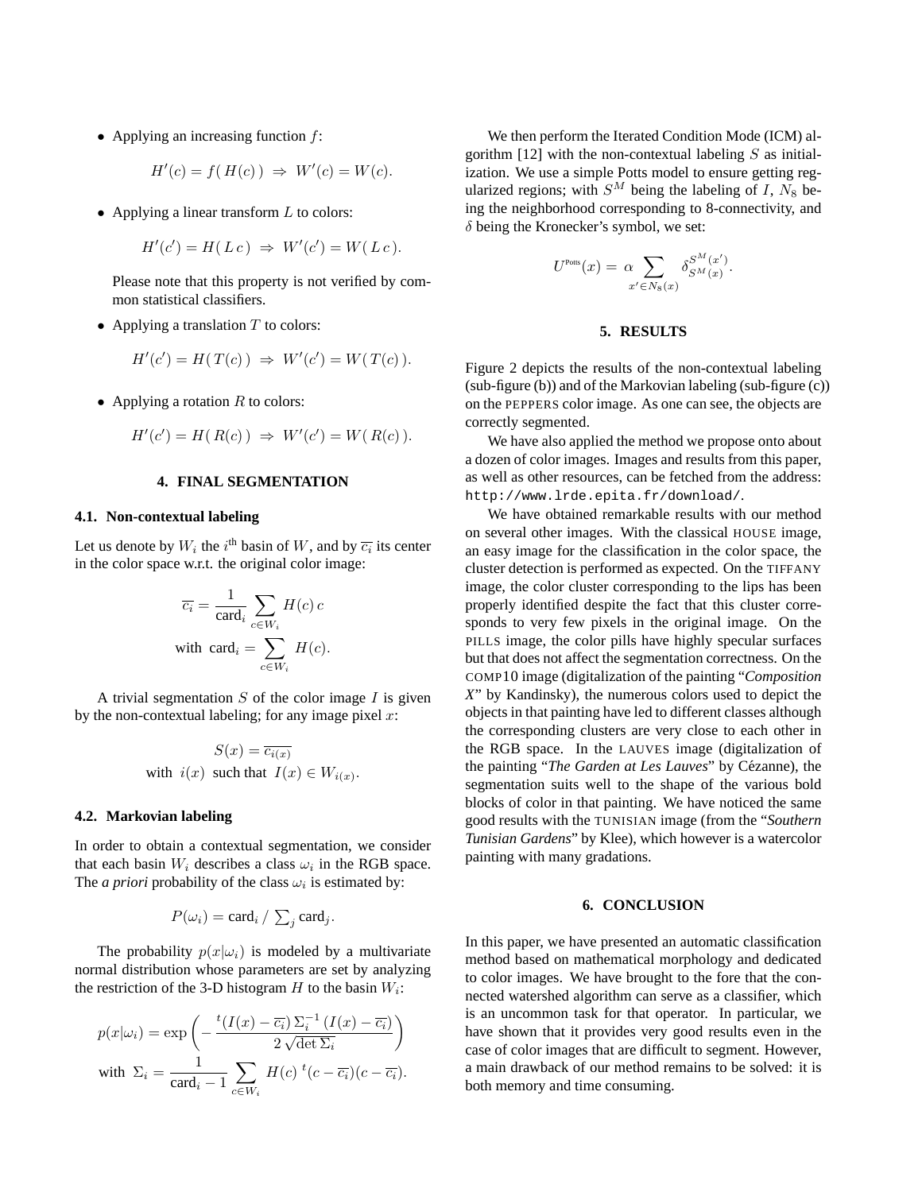- Applying an increasing function $f$:

$$H'(c) = f(\, H(c)\,) \;\Rightarrow\; W'(c) = W(c).$$

- Applying a linear transform $L$ to colors:

$$H'(c') = H(\, L\, c\,) \;\Rightarrow\; W'(c') = W(\, L\, c\,).$$

  Please note that this property is not verified by common statistical classifiers.

- Applying a translation $T$ to colors:

$$H'(c') = H(\, T(c)\,) \;\Rightarrow\; W'(c') = W(\, T(c)\,).$$

- Applying a rotation $R$ to colors:

$$H'(c') = H(\, R(c)\,) \;\Rightarrow\; W'(c') = W(\, R(c)\,).$$

## 4. FINAL SEGMENTATION

### 4.1. Non-contextual labeling

Let us denote by $W_i$ the $i^{\text{th}}$ basin of $W$, and by $\overline{c_i}$ its center in the color space w.r.t. the original color image:

$$\overline{c_i} = \frac{1}{\text{card}_i} \sum_{c \in W_i} H(c)\, c$$
$$\text{with}\;\; \text{card}_i = \sum_{c \in W_i} H(c).$$

A trivial segmentation $S$ of the color image $I$ is given by the non-contextual labeling; for any image pixel $x$:

$$S(x) = \overline{c_{i(x)}}$$
$$\text{with}\;\; i(x) \;\; \text{such that} \;\; I(x) \in W_{i(x)}.$$

### 4.2. Markovian labeling

In order to obtain a contextual segmentation, we consider that each basin $W_i$ describes a class $\omega_i$ in the RGB space. The *a priori* probability of the class $\omega_i$ is estimated by:

$$P(\omega_i) = \text{card}_i \,/\, \textstyle\sum_j \text{card}_j.$$

The probability $p(x|\omega_i)$ is modeled by a multivariate normal distribution whose parameters are set by analyzing the restriction of the 3-D histogram $H$ to the basin $W_i$:

$$p(x|\omega_i) = \exp\left( - \frac{{}^t(I(x) - \overline{c_i})\, \Sigma_i^{-1}\, (I(x) - \overline{c_i})}{2\sqrt{\det \Sigma_i}} \right)$$
$$\text{with}\;\; \Sigma_i = \frac{1}{\text{card}_i - 1} \sum_{c \in W_i} H(c)\; {}^t(c - \overline{c_i})(c - \overline{c_i}).$$

We then perform the Iterated Condition Mode (ICM) algorithm [12] with the non-contextual labeling $S$ as initialization. We use a simple Potts model to ensure getting regularized regions; with $S^M$ being the labeling of $I$, $N_8$ being the neighborhood corresponding to 8-connectivity, and $\delta$ being the Kronecker's symbol, we set:

$$U^{\text{Potts}}(x) = \alpha \sum_{x' \in N_8(x)} \delta_{S^M(x)}^{S^M(x')}.$$

## 5. RESULTS

Figure 2 depicts the results of the non-contextual labeling (sub-figure (b)) and of the Markovian labeling (sub-figure (c)) on the PEPPERS color image. As one can see, the objects are correctly segmented.

We have also applied the method we propose onto about a dozen of color images. Images and results from this paper, as well as other resources, can be fetched from the address: `http://www.lrde.epita.fr/download/`.

We have obtained remarkable results with our method on several other images. With the classical HOUSE image, an easy image for the classification in the color space, the cluster detection is performed as expected. On the TIFFANY image, the color cluster corresponding to the lips has been properly identified despite the fact that this cluster corresponds to very few pixels in the original image. On the PILLS image, the color pills have highly specular surfaces but that does not affect the segmentation correctness. On the COMP10 image (digitalization of the painting "*Composition X*" by Kandinsky), the numerous colors used to depict the objects in that painting have led to different classes although the corresponding clusters are very close to each other in the RGB space. In the LAUVES image (digitalization of the painting "*The Garden at Les Lauves*" by Cézanne), the segmentation suits well to the shape of the various bold blocks of color in that painting. We have noticed the same good results with the TUNISIAN image (from the "*Southern Tunisian Gardens*" by Klee), which however is a watercolor painting with many gradations.

## 6. CONCLUSION

In this paper, we have presented an automatic classification method based on mathematical morphology and dedicated to color images. We have brought to the fore that the connected watershed algorithm can serve as a classifier, which is an uncommon task for that operator. In particular, we have shown that it provides very good results even in the case of color images that are difficult to segment. However, a main drawback of our method remains to be solved: it is both memory and time consuming.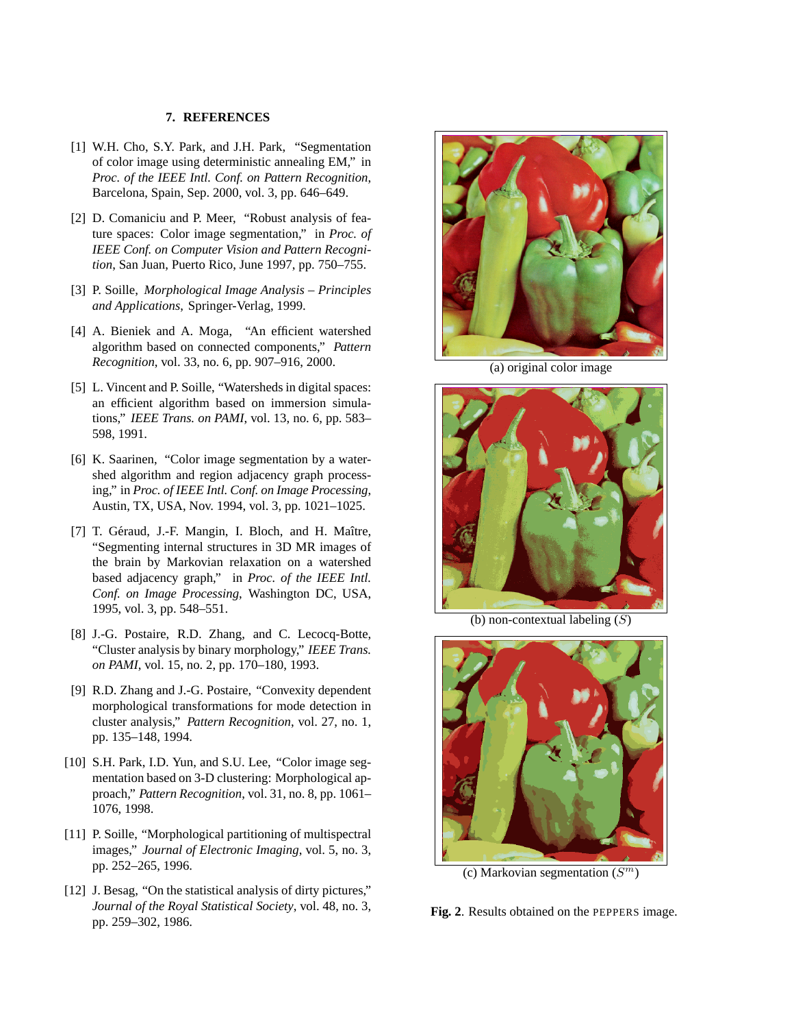## 7. REFERENCES

[1] W.H. Cho, S.Y. Park, and J.H. Park, "Segmentation of color image using deterministic annealing EM," in *Proc. of the IEEE Intl. Conf. on Pattern Recognition*, Barcelona, Spain, Sep. 2000, vol. 3, pp. 646–649.

[2] D. Comaniciu and P. Meer, "Robust analysis of feature spaces: Color image segmentation," in *Proc. of IEEE Conf. on Computer Vision and Pattern Recognition*, San Juan, Puerto Rico, June 1997, pp. 750–755.

[3] P. Soille, *Morphological Image Analysis – Principles and Applications*, Springer-Verlag, 1999.

[4] A. Bieniek and A. Moga, "An efficient watershed algorithm based on connected components," *Pattern Recognition*, vol. 33, no. 6, pp. 907–916, 2000.

[5] L. Vincent and P. Soille, "Watersheds in digital spaces: an efficient algorithm based on immersion simulations," *IEEE Trans. on PAMI*, vol. 13, no. 6, pp. 583–598, 1991.

[6] K. Saarinen, "Color image segmentation by a watershed algorithm and region adjacency graph processing," in *Proc. of IEEE Intl. Conf. on Image Processing*, Austin, TX, USA, Nov. 1994, vol. 3, pp. 1021–1025.

[7] T. Géraud, J.-F. Mangin, I. Bloch, and H. Maître, "Segmenting internal structures in 3D MR images of the brain by Markovian relaxation on a watershed based adjacency graph," in *Proc. of the IEEE Intl. Conf. on Image Processing*, Washington DC, USA, 1995, vol. 3, pp. 548–551.

[8] J.-G. Postaire, R.D. Zhang, and C. Lecocq-Botte, "Cluster analysis by binary morphology," *IEEE Trans. on PAMI*, vol. 15, no. 2, pp. 170–180, 1993.

[9] R.D. Zhang and J.-G. Postaire, "Convexity dependent morphological transformations for mode detection in cluster analysis," *Pattern Recognition*, vol. 27, no. 1, pp. 135–148, 1994.

[10] S.H. Park, I.D. Yun, and S.U. Lee, "Color image segmentation based on 3-D clustering: Morphological approach," *Pattern Recognition*, vol. 31, no. 8, pp. 1061–1076, 1998.

[11] P. Soille, "Morphological partitioning of multispectral images," *Journal of Electronic Imaging*, vol. 5, no. 3, pp. 252–265, 1996.

[12] J. Besag, "On the statistical analysis of dirty pictures," *Journal of the Royal Statistical Society*, vol. 48, no. 3, pp. 259–302, 1986.

(a) original color image

(b) non-contextual labeling ($S$)

(c) Markovian segmentation ($S^m$)

**Fig. 2**. Results obtained on the PEPPERS image.